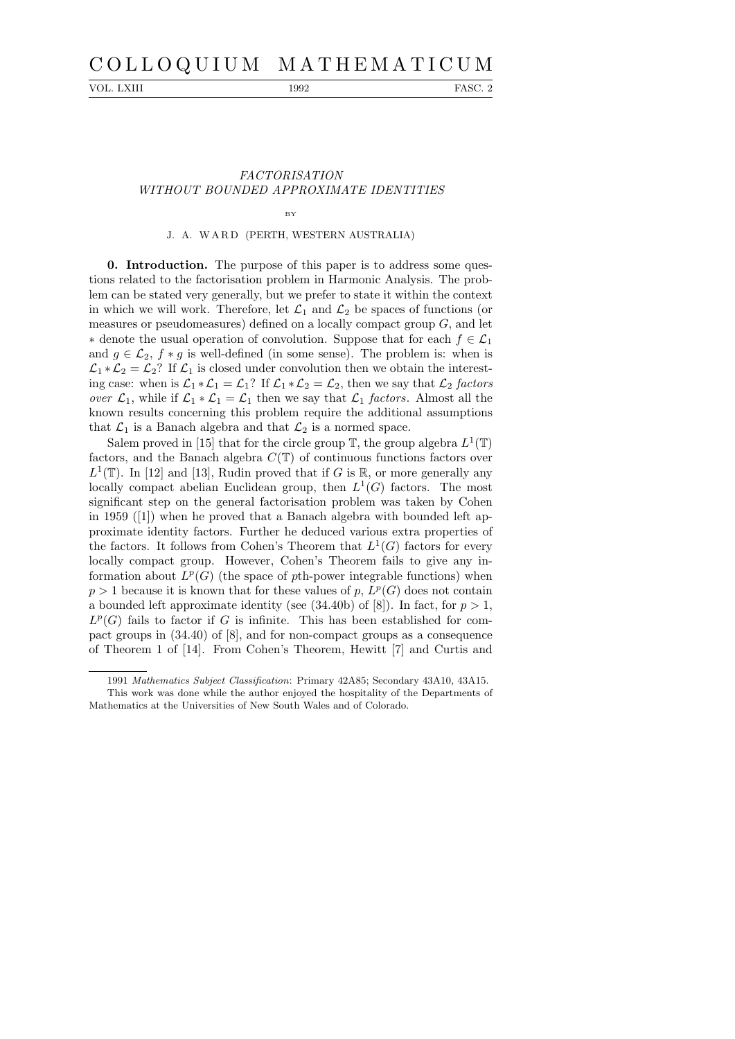# FACTORISATION WITHOUT BOUNDED APPROXIMATE IDENTITIES

BY

J. A. WARD (PERTH, WESTERN AUSTRALIA)

**0. Introduction.** The purpose of this paper is to address some questions related to the factorisation problem in Harmonic Analysis. The problem can be stated very generally, but we prefer to state it within the context in which we will work. Therefore, let $\mathcal{L}_1$ and $\mathcal{L}_2$ be spaces of functions (or measures or pseudomeasures) defined on a locally compact group $G$, and let $*$ denote the usual operation of convolution. Suppose that for each $f \in \mathcal{L}_1$ and $g \in \mathcal{L}_2$, $f * g$ is well-defined (in some sense). The problem is: when is $\mathcal{L}_1 * \mathcal{L}_2 = \mathcal{L}_2$? If $\mathcal{L}_1$ is closed under convolution then we obtain the interesting case: when is $\mathcal{L}_1 * \mathcal{L}_1 = \mathcal{L}_1$? If $\mathcal{L}_1 * \mathcal{L}_2 = \mathcal{L}_2$, then we say that $\mathcal{L}_2$ *factors over* $\mathcal{L}_1$, while if $\mathcal{L}_1 * \mathcal{L}_1 = \mathcal{L}_1$ then we say that $\mathcal{L}_1$ *factors*. Almost all the known results concerning this problem require the additional assumptions that $\mathcal{L}_1$ is a Banach algebra and that $\mathcal{L}_2$ is a normed space.

Salem proved in [15] that for the circle group $\mathbb{T}$, the group algebra $L^1(\mathbb{T})$ factors, and the Banach algebra $C(\mathbb{T})$ of continuous functions factors over $L^1(\mathbb{T})$. In [12] and [13], Rudin proved that if $G$ is $\mathbb{R}$, or more generally any locally compact abelian Euclidean group, then $L^1(G)$ factors. The most significant step on the general factorisation problem was taken by Cohen in 1959 ([1]) when he proved that a Banach algebra with bounded left approximate identity factors. Further he deduced various extra properties of the factors. It follows from Cohen's Theorem that $L^1(G)$ factors for every locally compact group. However, Cohen's Theorem fails to give any information about $L^p(G)$ (the space of $p$th-power integrable functions) when $p > 1$ because it is known that for these values of $p$, $L^p(G)$ does not contain a bounded left approximate identity (see (34.40b) of [8]). In fact, for $p > 1$, $L^p(G)$ fails to factor if $G$ is infinite. This has been established for compact groups in (34.40) of [8], and for non-compact groups as a consequence of Theorem 1 of [14]. From Cohen's Theorem, Hewitt [7] and Curtis and

---

1991 *Mathematics Subject Classification*: Primary 42A85; Secondary 43A10, 43A15.

This work was done while the author enjoyed the hospitality of the Departments of Mathematics at the Universities of New South Wales and of Colorado.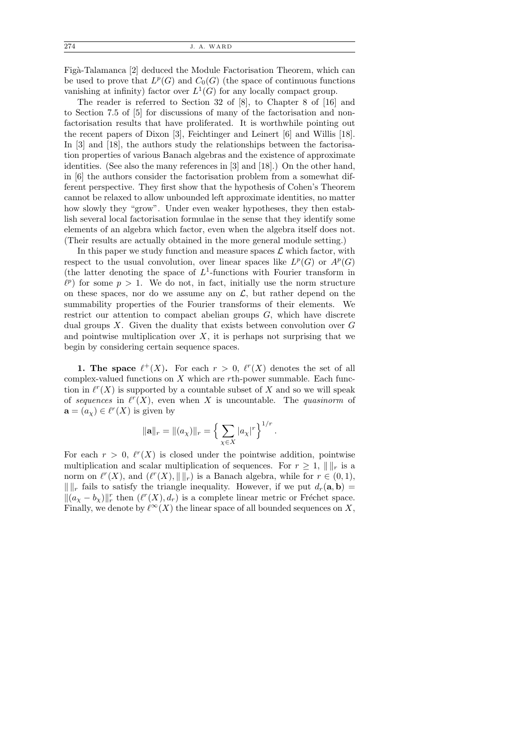Figà-Talamanca [2] deduced the Module Factorisation Theorem, which can be used to prove that $L^p(G)$ and $C_0(G)$ (the space of continuous functions vanishing at infinity) factor over $L^1(G)$ for any locally compact group.

The reader is referred to Section 32 of [8], to Chapter 8 of [16] and to Section 7.5 of [5] for discussions of many of the factorisation and non-factorisation results that have proliferated. It is worthwhile pointing out the recent papers of Dixon [3], Feichtinger and Leinert [6] and Willis [18]. In [3] and [18], the authors study the relationships between the factorisation properties of various Banach algebras and the existence of approximate identities. (See also the many references in [3] and [18].) On the other hand, in [6] the authors consider the factorisation problem from a somewhat different perspective. They first show that the hypothesis of Cohen's Theorem cannot be relaxed to allow unbounded left approximate identities, no matter how slowly they "grow". Under even weaker hypotheses, they then establish several local factorisation formulae in the sense that they identify some elements of an algebra which factor, even when the algebra itself does not. (Their results are actually obtained in the more general module setting.)

In this paper we study function and measure spaces $\mathcal{L}$ which factor, with respect to the usual convolution, over linear spaces like $L^p(G)$ or $A^p(G)$ (the latter denoting the space of $L^1$-functions with Fourier transform in $\ell^p$) for some $p > 1$. We do not, in fact, initially use the norm structure on these spaces, nor do we assume any on $\mathcal{L}$, but rather depend on the summability properties of the Fourier transforms of their elements. We restrict our attention to compact abelian groups $G$, which have discrete dual groups $X$. Given the duality that exists between convolution over $G$ and pointwise multiplication over $X$, it is perhaps not surprising that we begin by considering certain sequence spaces.

**1. The space $\ell^+(X)$.** For each $r > 0$, $\ell^r(X)$ denotes the set of all complex-valued functions on $X$ which are $r$th-power summable. Each function in $\ell^r(X)$ is supported by a countable subset of $X$ and so we will speak of *sequences* in $\ell^r(X)$, even when $X$ is uncountable. The *quasinorm* of $\mathbf{a} = (a_\chi) \in \ell^r(X)$ is given by

$$\|\mathbf{a}\|_r = \|(a_\chi)\|_r = \Big\{ \sum_{\chi \in X} |a_\chi|^r \Big\}^{1/r}.$$

For each $r > 0$, $\ell^r(X)$ is closed under the pointwise addition, pointwise multiplication and scalar multiplication of sequences. For $r \geq 1$, $\| \, \|_r$ is a norm on $\ell^r(X)$, and $(\ell^r(X), \| \, \|_r)$ is a Banach algebra, while for $r \in (0,1)$, $\| \, \|_r$ fails to satisfy the triangle inequality. However, if we put $d_r(\mathbf{a}, \mathbf{b}) = \|(a_\chi - b_\chi)\|_r^r$ then $(\ell^r(X), d_r)$ is a complete linear metric or Fréchet space. Finally, we denote by $\ell^\infty(X)$ the linear space of all bounded sequences on $X$,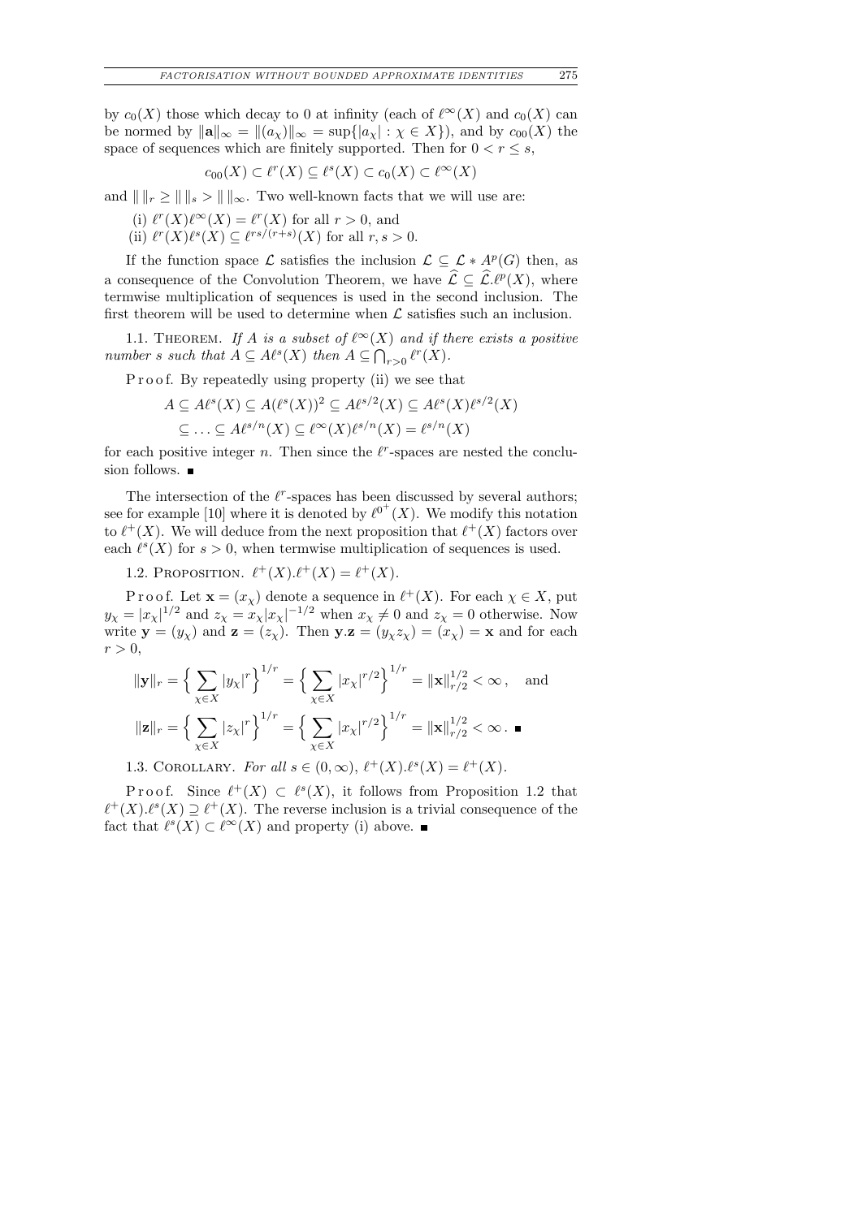by $c_0(X)$ those which decay to 0 at infinity (each of $\ell^\infty(X)$ and $c_0(X)$ can be normed by $\|\mathbf{a}\|_\infty = \|(a_\chi)\|_\infty = \sup\{|a_\chi| : \chi \in X\}$), and by $c_{00}(X)$ the space of sequences which are finitely supported. Then for $0 < r \le s$,

$$c_{00}(X) \subset \ell^r(X) \subseteq \ell^s(X) \subset c_0(X) \subset \ell^\infty(X)$$

and $\| \, \|_r \ge \| \, \|_s > \| \, \|_\infty$. Two well-known facts that we will use are:

(i) $\ell^r(X)\ell^\infty(X) = \ell^r(X)$ for all $r > 0$, and
(ii) $\ell^r(X)\ell^s(X) \subseteq \ell^{rs/(r+s)}(X)$ for all $r, s > 0$.

If the function space $\mathcal{L}$ satisfies the inclusion $\mathcal{L} \subseteq \mathcal{L} * A^p(G)$ then, as a consequence of the Convolution Theorem, we have $\widehat{\mathcal{L}} \subseteq \widehat{\mathcal{L}}.\ell^p(X)$, where termwise multiplication of sequences is used in the second inclusion. The first theorem will be used to determine when $\mathcal{L}$ satisfies such an inclusion.

1.1. Theorem. *If $A$ is a subset of $\ell^\infty(X)$ and if there exists a positive number $s$ such that $A \subseteq A\ell^s(X)$ then $A \subseteq \bigcap_{r>0} \ell^r(X)$.*

Proof. By repeatedly using property (ii) we see that

$$\begin{aligned} A &\subseteq A\ell^s(X) \subseteq A(\ell^s(X))^2 \subseteq A\ell^{s/2}(X) \subseteq A\ell^s(X)\ell^{s/2}(X) \\ &\subseteq \ldots \subseteq A\ell^{s/n}(X) \subseteq \ell^\infty(X)\ell^{s/n}(X) = \ell^{s/n}(X) \end{aligned}$$

for each positive integer $n$. Then since the $\ell^r$-spaces are nested the conclusion follows. ∎

The intersection of the $\ell^r$-spaces has been discussed by several authors; see for example [10] where it is denoted by $\ell^{0^+}(X)$. We modify this notation to $\ell^+(X)$. We will deduce from the next proposition that $\ell^+(X)$ factors over each $\ell^s(X)$ for $s > 0$, when termwise multiplication of sequences is used.

1.2. Proposition. $\ell^+(X).\ell^+(X) = \ell^+(X)$.

Proof. Let $\mathbf{x} = (x_\chi)$ denote a sequence in $\ell^+(X)$. For each $\chi \in X$, put $y_\chi = |x_\chi|^{1/2}$ and $z_\chi = x_\chi|x_\chi|^{-1/2}$ when $x_\chi \neq 0$ and $z_\chi = 0$ otherwise. Now write $\mathbf{y} = (y_\chi)$ and $\mathbf{z} = (z_\chi)$. Then $\mathbf{y}.\mathbf{z} = (y_\chi z_\chi) = (x_\chi) = \mathbf{x}$ and for each $r > 0$,

$$\|\mathbf{y}\|_r = \Big\{ \sum_{\chi \in X} |y_\chi|^r \Big\}^{1/r} = \Big\{ \sum_{\chi \in X} |x_\chi|^{r/2} \Big\}^{1/r} = \|\mathbf{x}\|_{r/2}^{1/2} < \infty\,, \quad \text{and}$$

$$\|\mathbf{z}\|_r = \Big\{ \sum_{\chi \in X} |z_\chi|^r \Big\}^{1/r} = \Big\{ \sum_{\chi \in X} |x_\chi|^{r/2} \Big\}^{1/r} = \|\mathbf{x}\|_{r/2}^{1/2} < \infty\,. \ ∎$$

1.3. Corollary. *For all $s \in (0, \infty)$, $\ell^+(X).\ell^s(X) = \ell^+(X)$.*

Proof. Since $\ell^+(X) \subset \ell^s(X)$, it follows from Proposition 1.2 that $\ell^+(X).\ell^s(X) \supseteq \ell^+(X)$. The reverse inclusion is a trivial consequence of the fact that $\ell^s(X) \subset \ell^\infty(X)$ and property (i) above. ∎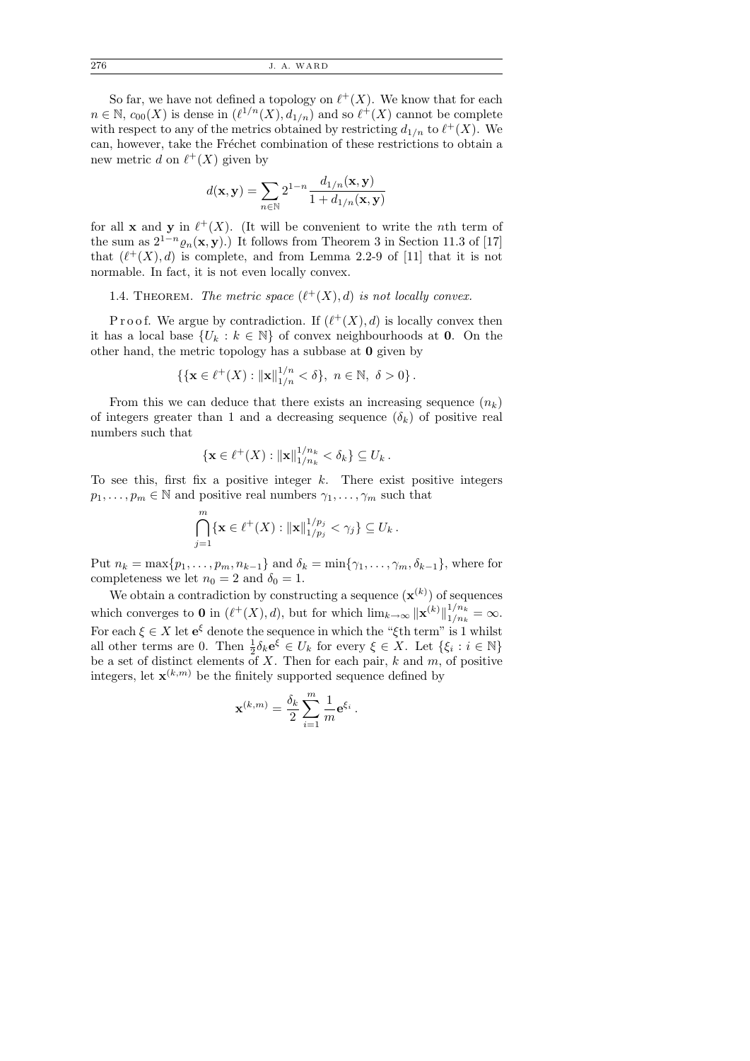So far, we have not defined a topology on $\ell^+(X)$. We know that for each $n \in \mathbb{N}$, $c_{00}(X)$ is dense in $(\ell^{1/n}(X), d_{1/n})$ and so $\ell^+(X)$ cannot be complete with respect to any of the metrics obtained by restricting $d_{1/n}$ to $\ell^+(X)$. We can, however, take the Fréchet combination of these restrictions to obtain a new metric $d$ on $\ell^+(X)$ given by

$$d(\mathbf{x}, \mathbf{y}) = \sum_{n \in \mathbb{N}} 2^{1-n} \frac{d_{1/n}(\mathbf{x}, \mathbf{y})}{1 + d_{1/n}(\mathbf{x}, \mathbf{y})}$$

for all $\mathbf{x}$ and $\mathbf{y}$ in $\ell^+(X)$. (It will be convenient to write the $n$th term of the sum as $2^{1-n}\varrho_n(\mathbf{x}, \mathbf{y})$.) It follows from Theorem 3 in Section 11.3 of [17] that $(\ell^+(X), d)$ is complete, and from Lemma 2.2-9 of [11] that it is not normable. In fact, it is not even locally convex.

1.4. Theorem. *The metric space $(\ell^+(X), d)$ is not locally convex.*

Proof. We argue by contradiction. If $(\ell^+(X), d)$ is locally convex then it has a local base $\{U_k : k \in \mathbb{N}\}$ of convex neighbourhoods at $\mathbf{0}$. On the other hand, the metric topology has a subbase at $\mathbf{0}$ given by

$$\{\{\mathbf{x} \in \ell^+(X) : \|\mathbf{x}\|_{1/n}^{1/n} < \delta\},\ n \in \mathbb{N},\ \delta > 0\}.$$

From this we can deduce that there exists an increasing sequence $(n_k)$ of integers greater than 1 and a decreasing sequence $(\delta_k)$ of positive real numbers such that

$$\{\mathbf{x} \in \ell^+(X) : \|\mathbf{x}\|_{1/n_k}^{1/n_k} < \delta_k\} \subseteq U_k.$$

To see this, first fix a positive integer $k$. There exist positive integers $p_1, \ldots, p_m \in \mathbb{N}$ and positive real numbers $\gamma_1, \ldots, \gamma_m$ such that

$$\bigcap_{j=1}^{m} \{\mathbf{x} \in \ell^+(X) : \|\mathbf{x}\|_{1/p_j}^{1/p_j} < \gamma_j\} \subseteq U_k.$$

Put $n_k = \max\{p_1, \ldots, p_m, n_{k-1}\}$ and $\delta_k = \min\{\gamma_1, \ldots, \gamma_m, \delta_{k-1}\}$, where for completeness we let $n_0 = 2$ and $\delta_0 = 1$.

We obtain a contradiction by constructing a sequence $(\mathbf{x}^{(k)})$ of sequences which converges to $\mathbf{0}$ in $(\ell^+(X), d)$, but for which $\lim_{k\to\infty} \|\mathbf{x}^{(k)}\|_{1/n_k}^{1/n_k} = \infty$. For each $\xi \in X$ let $\mathbf{e}^\xi$ denote the sequence in which the "$\xi$th term" is 1 whilst all other terms are 0. Then $\frac{1}{2}\delta_k \mathbf{e}^\xi \in U_k$ for every $\xi \in X$. Let $\{\xi_i : i \in \mathbb{N}\}$ be a set of distinct elements of $X$. Then for each pair, $k$ and $m$, of positive integers, let $\mathbf{x}^{(k,m)}$ be the finitely supported sequence defined by

$$\mathbf{x}^{(k,m)} = \frac{\delta_k}{2} \sum_{i=1}^{m} \frac{1}{m} \mathbf{e}^{\xi_i}.$$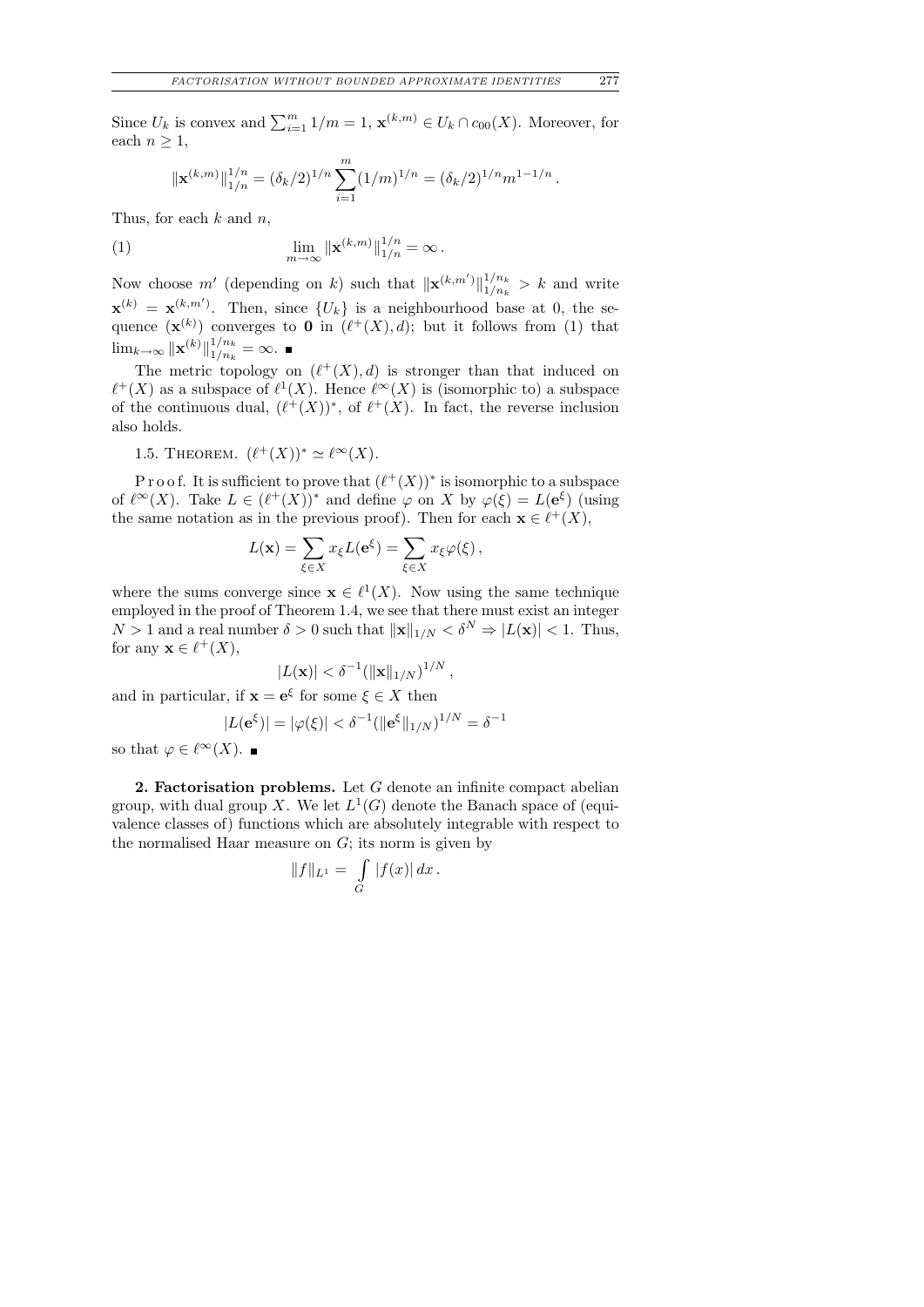Since $U_k$ is convex and $\sum_{i=1}^m 1/m = 1$, $\mathbf{x}^{(k,m)} \in U_k \cap c_{00}(X)$. Moreover, for each $n \geq 1$,

$$\|\mathbf{x}^{(k,m)}\|_{1/n}^{1/n} = (\delta_k/2)^{1/n} \sum_{i=1}^m (1/m)^{1/n} = (\delta_k/2)^{1/n} m^{1-1/n}.$$

Thus, for each $k$ and $n$,

$$\lim_{m\to\infty} \|\mathbf{x}^{(k,m)}\|_{1/n}^{1/n} = \infty. \tag{1}$$

Now choose $m'$ (depending on $k$) such that $\|\mathbf{x}^{(k,m')}\|_{1/n_k}^{1/n_k} > k$ and write $\mathbf{x}^{(k)} = \mathbf{x}^{(k,m')}$. Then, since $\{U_k\}$ is a neighbourhood base at 0, the sequence $(\mathbf{x}^{(k)})$ converges to $\mathbf{0}$ in $(\ell^+(X), d)$; but it follows from (1) that $\lim_{k\to\infty} \|\mathbf{x}^{(k)}\|_{1/n_k}^{1/n_k} = \infty$. ∎

The metric topology on $(\ell^+(X), d)$ is stronger than that induced on $\ell^+(X)$ as a subspace of $\ell^1(X)$. Hence $\ell^\infty(X)$ is (isomorphic to) a subspace of the continuous dual, $(\ell^+(X))^*$, of $\ell^+(X)$. In fact, the reverse inclusion also holds.

1.5. Theorem. $(\ell^+(X))^* \simeq \ell^\infty(X)$.

Proof. It is sufficient to prove that $(\ell^+(X))^*$ is isomorphic to a subspace of $\ell^\infty(X)$. Take $L \in (\ell^+(X))^*$ and define $\varphi$ on $X$ by $\varphi(\xi) = L(\mathbf{e}^\xi)$ (using the same notation as in the previous proof). Then for each $\mathbf{x} \in \ell^+(X)$,

$$L(\mathbf{x}) = \sum_{\xi\in X} x_\xi L(\mathbf{e}^\xi) = \sum_{\xi\in X} x_\xi \varphi(\xi),$$

where the sums converge since $\mathbf{x} \in \ell^1(X)$. Now using the same technique employed in the proof of Theorem 1.4, we see that there must exist an integer $N > 1$ and a real number $\delta > 0$ such that $\|\mathbf{x}\|_{1/N} < \delta^N \Rightarrow |L(\mathbf{x})| < 1$. Thus, for any $\mathbf{x} \in \ell^+(X)$,

$$|L(\mathbf{x})| < \delta^{-1}(\|\mathbf{x}\|_{1/N})^{1/N},$$

and in particular, if $\mathbf{x} = \mathbf{e}^\xi$ for some $\xi \in X$ then

$$|L(\mathbf{e}^\xi)| = |\varphi(\xi)| < \delta^{-1}(\|\mathbf{e}^\xi\|_{1/N})^{1/N} = \delta^{-1}$$

so that $\varphi \in \ell^\infty(X)$. ∎

**2. Factorisation problems.** Let $G$ denote an infinite compact abelian group, with dual group $X$. We let $L^1(G)$ denote the Banach space of (equivalence classes of) functions which are absolutely integrable with respect to the normalised Haar measure on $G$; its norm is given by

$$\|f\|_{L^1} = \int_G |f(x)|\,dx.$$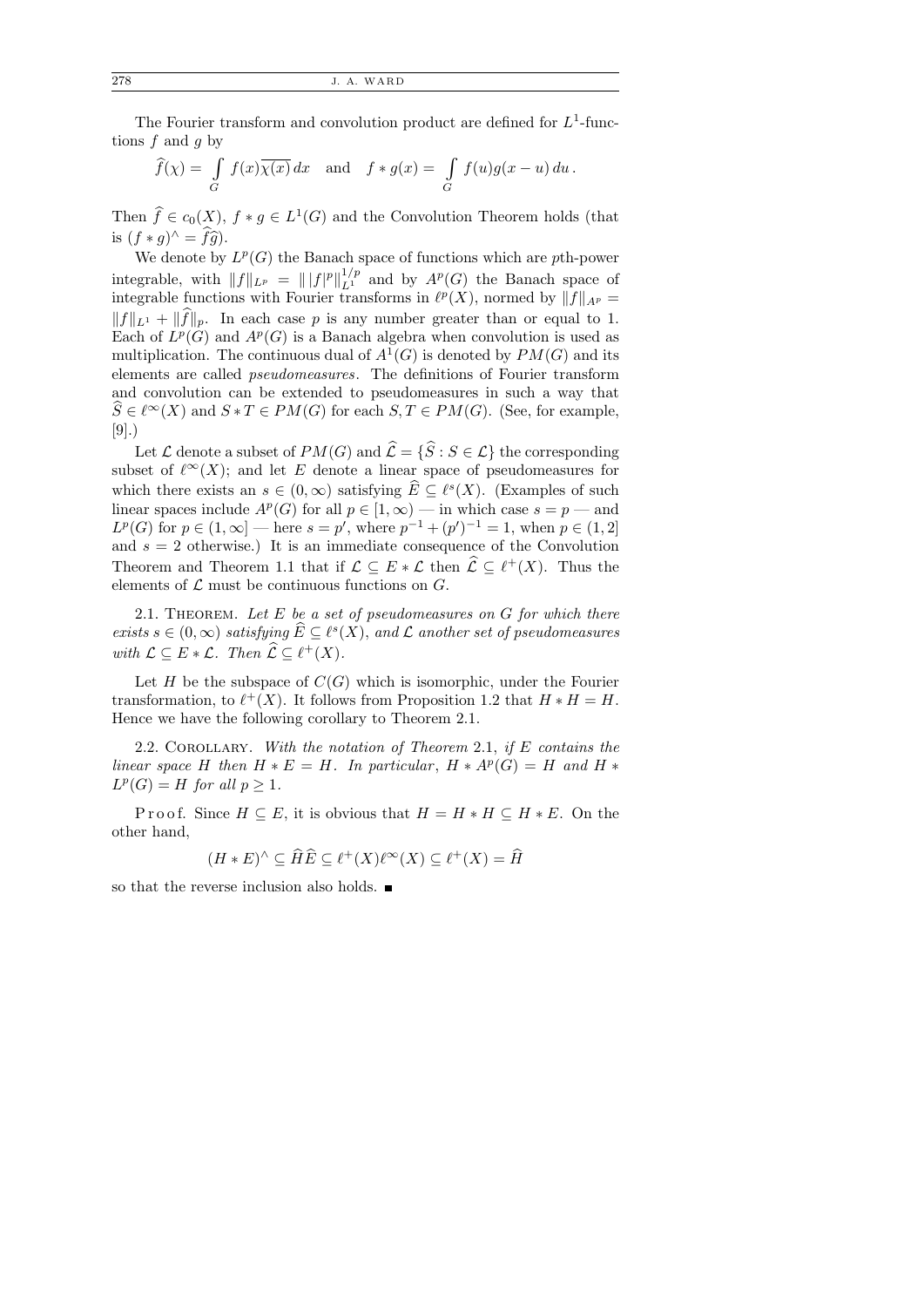The Fourier transform and convolution product are defined for $L^1$-functions $f$ and $g$ by

$$\widehat{f}(\chi) = \int_G f(x)\overline{\chi(x)}\,dx \quad \text{and} \quad f * g(x) = \int_G f(u)g(x-u)\,du\,.$$

Then $\widehat{f} \in c_0(X)$, $f * g \in L^1(G)$ and the Convolution Theorem holds (that is $(f*g)^\wedge = \widehat{f}\widehat{g}$).

We denote by $L^p(G)$ the Banach space of functions which are $p$th-power integrable, with $\|f\|_{L^p} = \|\,|f|^p\|_{L^1}^{1/p}$ and by $A^p(G)$ the Banach space of integrable functions with Fourier transforms in $\ell^p(X)$, normed by $\|f\|_{A^p} = \|f\|_{L^1} + \|\widehat{f}\|_p$. In each case $p$ is any number greater than or equal to 1. Each of $L^p(G)$ and $A^p(G)$ is a Banach algebra when convolution is used as multiplication. The continuous dual of $A^1(G)$ is denoted by $PM(G)$ and its elements are called *pseudomeasures*. The definitions of Fourier transform and convolution can be extended to pseudomeasures in such a way that $\widehat{S} \in \ell^\infty(X)$ and $S * T \in PM(G)$ for each $S, T \in PM(G)$. (See, for example, [9].)

Let $\mathcal{L}$ denote a subset of $PM(G)$ and $\widehat{\mathcal{L}} = \{\widehat{S} : S \in \mathcal{L}\}$ the corresponding subset of $\ell^\infty(X)$; and let $E$ denote a linear space of pseudomeasures for which there exists an $s \in (0,\infty)$ satisfying $\widehat{E} \subseteq \ell^s(X)$. (Examples of such linear spaces include $A^p(G)$ for all $p \in [1,\infty)$ — in which case $s = p$ — and $L^p(G)$ for $p \in (1,\infty]$ — here $s = p'$, where $p^{-1} + (p')^{-1} = 1$, when $p \in (1,2]$ and $s = 2$ otherwise.) It is an immediate consequence of the Convolution Theorem and Theorem 1.1 that if $\mathcal{L} \subseteq E * \mathcal{L}$ then $\widehat{\mathcal{L}} \subseteq \ell^+(X)$. Thus the elements of $\mathcal{L}$ must be continuous functions on $G$.

2.1. Theorem. *Let $E$ be a set of pseudomeasures on $G$ for which there exists $s \in (0,\infty)$ satisfying $\widehat{E} \subseteq \ell^s(X)$, and $\mathcal{L}$ another set of pseudomeasures with $\mathcal{L} \subseteq E * \mathcal{L}$. Then $\widehat{\mathcal{L}} \subseteq \ell^+(X)$.*

Let $H$ be the subspace of $C(G)$ which is isomorphic, under the Fourier transformation, to $\ell^+(X)$. It follows from Proposition 1.2 that $H * H = H$. Hence we have the following corollary to Theorem 2.1.

2.2. Corollary. *With the notation of Theorem 2.1, if $E$ contains the linear space $H$ then $H * E = H$. In particular, $H * A^p(G) = H$ and $H * L^p(G) = H$ for all $p \geq 1$.*

Proof. Since $H \subseteq E$, it is obvious that $H = H * H \subseteq H * E$. On the other hand,

$$(H * E)^\wedge \subseteq \widehat{H}\widehat{E} \subseteq \ell^+(X)\ell^\infty(X) \subseteq \ell^+(X) = \widehat{H}$$

so that the reverse inclusion also holds. ∎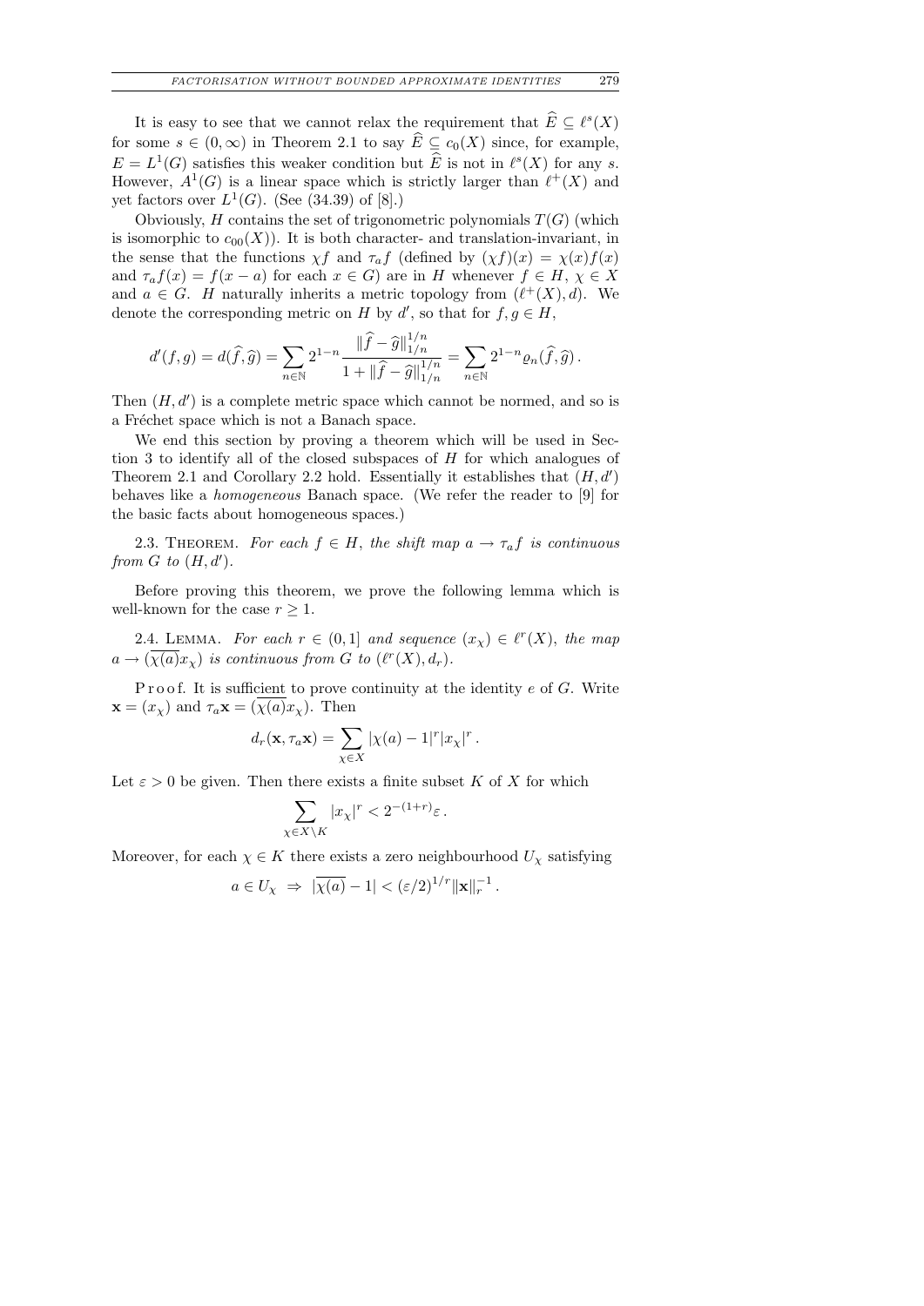It is easy to see that we cannot relax the requirement that $\widehat{E} \subseteq \ell^s(X)$ for some $s \in (0,\infty)$ in Theorem 2.1 to say $\widehat{E} \subseteq c_0(X)$ since, for example, $E = L^1(G)$ satisfies this weaker condition but $\widehat{E}$ is not in $\ell^s(X)$ for any $s$. However, $A^1(G)$ is a linear space which is strictly larger than $\ell^+(X)$ and yet factors over $L^1(G)$. (See (34.39) of [8].)

Obviously, $H$ contains the set of trigonometric polynomials $T(G)$ (which is isomorphic to $c_{00}(X)$). It is both character- and translation-invariant, in the sense that the functions $\chi f$ and $\tau_a f$ (defined by $(\chi f)(x) = \chi(x)f(x)$ and $\tau_a f(x) = f(x-a)$ for each $x \in G$) are in $H$ whenever $f \in H$, $\chi \in X$ and $a \in G$. $H$ naturally inherits a metric topology from $(\ell^+(X), d)$. We denote the corresponding metric on $H$ by $d'$, so that for $f, g \in H$,

$$d'(f,g) = d(\widehat{f},\widehat{g}) = \sum_{n\in\mathbb{N}} 2^{1-n}\frac{\|\widehat{f}-\widehat{g}\|_{1/n}^{1/n}}{1+\|\widehat{f}-\widehat{g}\|_{1/n}^{1/n}} = \sum_{n\in\mathbb{N}} 2^{1-n}\varrho_n(\widehat{f},\widehat{g})\,.$$

Then $(H, d')$ is a complete metric space which cannot be normed, and so is a Fréchet space which is not a Banach space.

We end this section by proving a theorem which will be used in Section 3 to identify all of the closed subspaces of $H$ for which analogues of Theorem 2.1 and Corollary 2.2 hold. Essentially it establishes that $(H, d')$ behaves like a *homogeneous* Banach space. (We refer the reader to [9] for the basic facts about homogeneous spaces.)

2.3. Theorem. *For each $f \in H$, the shift map $a \to \tau_a f$ is continuous from $G$ to $(H, d')$.*

Before proving this theorem, we prove the following lemma which is well-known for the case $r \geq 1$.

2.4. Lemma. *For each $r \in (0,1]$ and sequence $(x_\chi) \in \ell^r(X)$, the map $a \to (\overline{\chi(a)}x_\chi)$ is continuous from $G$ to $(\ell^r(X), d_r)$.*

Proof. It is sufficient to prove continuity at the identity $e$ of $G$. Write $\mathbf{x} = (x_\chi)$ and $\tau_a\mathbf{x} = (\overline{\chi(a)}x_\chi)$. Then

$$d_r(\mathbf{x}, \tau_a\mathbf{x}) = \sum_{\chi\in X} |\chi(a)-1|^r|x_\chi|^r\,.$$

Let $\varepsilon > 0$ be given. Then there exists a finite subset $K$ of $X$ for which

$$\sum_{\chi\in X\setminus K} |x_\chi|^r < 2^{-(1+r)}\varepsilon\,.$$

Moreover, for each $\chi \in K$ there exists a zero neighbourhood $U_\chi$ satisfying

$$a \in U_\chi \ \Rightarrow\ |\overline{\chi(a)}-1| < (\varepsilon/2)^{1/r}\|\mathbf{x}\|_r^{-1}\,.$$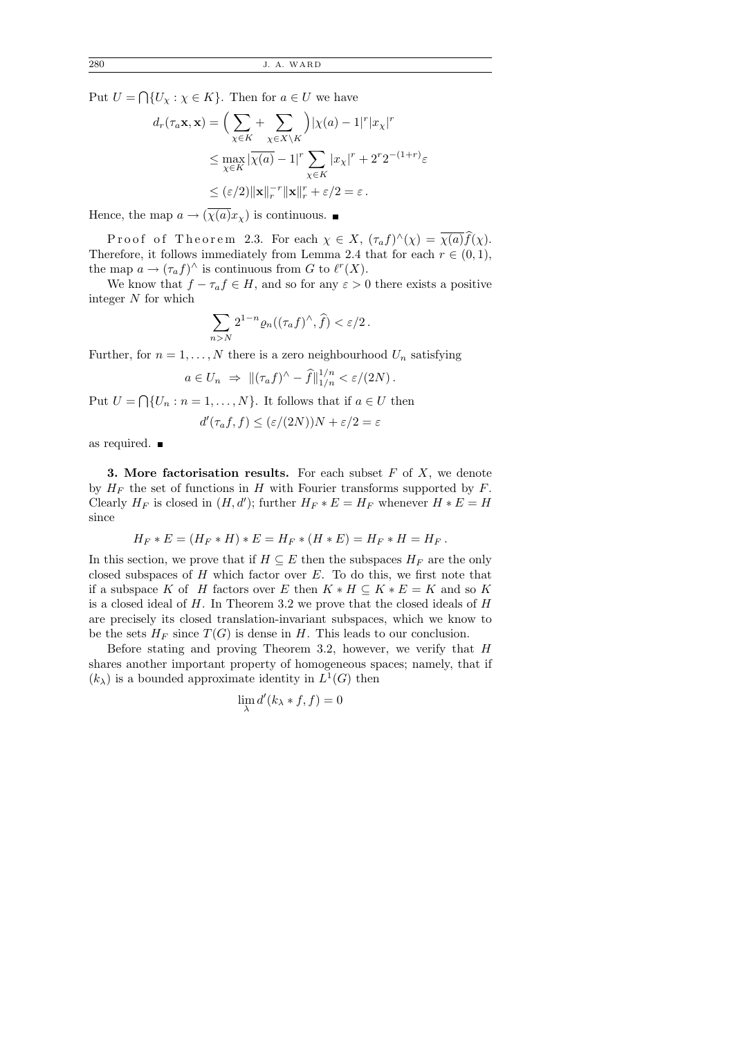Put $U = \bigcap\{U_\chi : \chi \in K\}$. Then for $a \in U$ we have

$$
\begin{aligned}
d_r(\tau_a \mathbf{x}, \mathbf{x}) &= \Big(\sum_{\chi \in K} + \sum_{\chi \in X \setminus K}\Big) |\chi(a) - 1|^r |x_\chi|^r \\
&\le \max_{\chi \in K} |\overline{\chi(a)} - 1|^r \sum_{\chi \in K} |x_\chi|^r + 2^r 2^{-(1+r)}\varepsilon \\
&\le (\varepsilon/2) \|\mathbf{x}\|_r^{-r} \|\mathbf{x}\|_r^r + \varepsilon/2 = \varepsilon\,.
\end{aligned}
$$

Hence, the map $a \to (\overline{\chi(a)} x_\chi)$ is continuous. ∎

Proof of Theorem 2.3. For each $\chi \in X$, $(\tau_a f)^\wedge(\chi) = \overline{\chi(a)}\widehat{f}(\chi)$. Therefore, it follows immediately from Lemma 2.4 that for each $r \in (0,1)$, the map $a \to (\tau_a f)^\wedge$ is continuous from $G$ to $\ell^r(X)$.

We know that $f - \tau_a f \in H$, and so for any $\varepsilon > 0$ there exists a positive integer $N$ for which

$$
\sum_{n > N} 2^{1-n} \varrho_n((\tau_a f)^\wedge, \widehat{f}) < \varepsilon/2\,.
$$

Further, for $n = 1, \ldots, N$ there is a zero neighbourhood $U_n$ satisfying

$$
a \in U_n \;\Rightarrow\; \|(\tau_a f)^\wedge - \widehat{f}\|_{1/n}^{1/n} < \varepsilon/(2N)\,.
$$

Put $U = \bigcap\{U_n : n = 1, \ldots, N\}$. It follows that if $a \in U$ then

$$
d'(\tau_a f, f) \le (\varepsilon/(2N))N + \varepsilon/2 = \varepsilon
$$

as required. ∎

**3. More factorisation results.** For each subset $F$ of $X$, we denote by $H_F$ the set of functions in $H$ with Fourier transforms supported by $F$. Clearly $H_F$ is closed in $(H, d')$; further $H_F * E = H_F$ whenever $H * E = H$ since

$$
H_F * E = (H_F * H) * E = H_F * (H * E) = H_F * H = H_F\,.
$$

In this section, we prove that if $H \subseteq E$ then the subspaces $H_F$ are the only closed subspaces of $H$ which factor over $E$. To do this, we first note that if a subspace $K$ of $H$ factors over $E$ then $K * H \subseteq K * E = K$ and so $K$ is a closed ideal of $H$. In Theorem 3.2 we prove that the closed ideals of $H$ are precisely its closed translation-invariant subspaces, which we know to be the sets $H_F$ since $T(G)$ is dense in $H$. This leads to our conclusion.

Before stating and proving Theorem 3.2, however, we verify that $H$ shares another important property of homogeneous spaces; namely, that if $(k_\lambda)$ is a bounded approximate identity in $L^1(G)$ then

$$
\lim_\lambda d'(k_\lambda * f, f) = 0
$$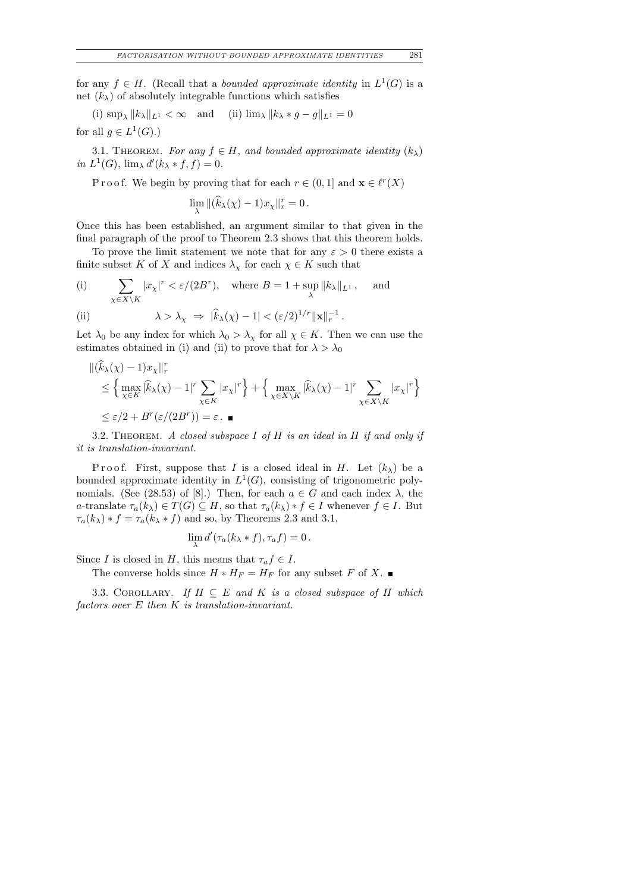for any $f \in H$. (Recall that a *bounded approximate identity* in $L^1(G)$ is a net $(k_\lambda)$ of absolutely integrable functions which satisfies

(i) $\sup_\lambda \|k_\lambda\|_{L^1} < \infty$ and (ii) $\lim_\lambda \|k_\lambda * g - g\|_{L^1} = 0$

for all $g \in L^1(G)$.)

3.1. Theorem. *For any $f \in H$, and bounded approximate identity $(k_\lambda)$ in $L^1(G)$, $\lim_\lambda d'(k_\lambda * f, f) = 0$.*

Proof. We begin by proving that for each $r \in (0, 1]$ and $\mathbf{x} \in \ell^r(X)$

$$\lim_\lambda \|(\widehat{k}_\lambda(\chi) - 1)x_\chi\|_r^r = 0\,.$$

Once this has been established, an argument similar to that given in the final paragraph of the proof to Theorem 2.3 shows that this theorem holds.

To prove the limit statement we note that for any $\varepsilon > 0$ there exists a finite subset $K$ of $X$ and indices $\lambda_\chi$ for each $\chi \in K$ such that

$$\text{(i)} \qquad \sum_{\chi \in X \setminus K} |x_\chi|^r < \varepsilon/(2B^r), \quad \text{where } B = 1 + \sup_\lambda \|k_\lambda\|_{L^1}\,, \quad \text{and}$$

$$\text{(ii)} \qquad \lambda > \lambda_\chi \ \Rightarrow \ |\widehat{k}_\lambda(\chi) - 1| < (\varepsilon/2)^{1/r}\|\mathbf{x}\|_r^{-1}\,.$$

Let $\lambda_0$ be any index for which $\lambda_0 > \lambda_\chi$ for all $\chi \in K$. Then we can use the estimates obtained in (i) and (ii) to prove that for $\lambda > \lambda_0$

$$\begin{aligned}
&\|(\widehat{k}_\lambda(\chi) - 1)x_\chi\|_r^r \\
&\quad \le \Big\{ \max_{\chi \in K} |\widehat{k}_\lambda(\chi) - 1|^r \sum_{\chi \in K} |x_\chi|^r \Big\} + \Big\{ \max_{\chi \in X \setminus K} |\widehat{k}_\lambda(\chi) - 1|^r \sum_{\chi \in X \setminus K} |x_\chi|^r \Big\} \\
&\quad \le \varepsilon/2 + B^r(\varepsilon/(2B^r)) = \varepsilon\,. \ \blacksquare
\end{aligned}$$

3.2. Theorem. *A closed subspace $I$ of $H$ is an ideal in $H$ if and only if it is translation-invariant.*

Proof. First, suppose that $I$ is a closed ideal in $H$. Let $(k_\lambda)$ be a bounded approximate identity in $L^1(G)$, consisting of trigonometric polynomials. (See (28.53) of [8].) Then, for each $a \in G$ and each index $\lambda$, the $a$-translate $\tau_a(k_\lambda) \in T(G) \subseteq H$, so that $\tau_a(k_\lambda) * f \in I$ whenever $f \in I$. But $\tau_a(k_\lambda) * f = \tau_a(k_\lambda * f)$ and so, by Theorems 2.3 and 3.1,

$$\lim_\lambda d'(\tau_a(k_\lambda * f), \tau_a f) = 0\,.$$

Since $I$ is closed in $H$, this means that $\tau_a f \in I$.

The converse holds since $H * H_F = H_F$ for any subset $F$ of $X$. $\blacksquare$

3.3. Corollary. *If $H \subseteq E$ and $K$ is a closed subspace of $H$ which factors over $E$ then $K$ is translation-invariant.*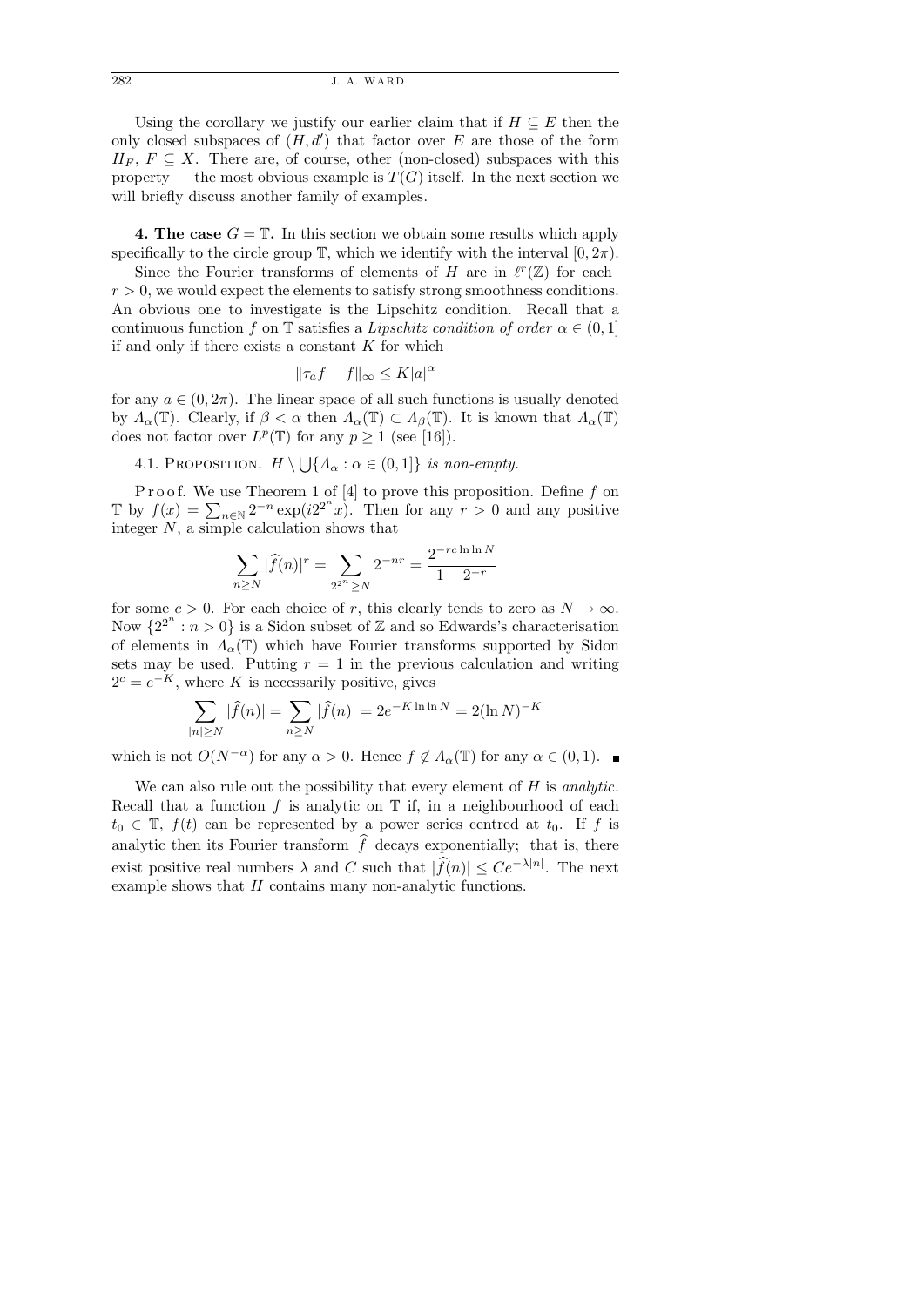Using the corollary we justify our earlier claim that if $H \subseteq E$ then the only closed subspaces of $(H, d')$ that factor over $E$ are those of the form $H_F$, $F \subseteq X$. There are, of course, other (non-closed) subspaces with this property — the most obvious example is $T(G)$ itself. In the next section we will briefly discuss another family of examples.

**4. The case $G = \mathbb{T}$.** In this section we obtain some results which apply specifically to the circle group $\mathbb{T}$, which we identify with the interval $[0, 2\pi)$.

Since the Fourier transforms of elements of $H$ are in $\ell^r(\mathbb{Z})$ for each $r > 0$, we would expect the elements to satisfy strong smoothness conditions. An obvious one to investigate is the Lipschitz condition. Recall that a continuous function $f$ on $\mathbb{T}$ satisfies a *Lipschitz condition of order* $\alpha \in (0, 1]$ if and only if there exists a constant $K$ for which

$$\|\tau_a f - f\|_\infty \le K|a|^\alpha$$

for any $a \in (0, 2\pi)$. The linear space of all such functions is usually denoted by $\Lambda_\alpha(\mathbb{T})$. Clearly, if $\beta < \alpha$ then $\Lambda_\alpha(\mathbb{T}) \subset \Lambda_\beta(\mathbb{T})$. It is known that $\Lambda_\alpha(\mathbb{T})$ does not factor over $L^p(\mathbb{T})$ for any $p \ge 1$ (see [16]).

4.1. Proposition. *$H \setminus \bigcup\{\Lambda_\alpha : \alpha \in (0, 1]\}$ is non-empty.*

Proof. We use Theorem 1 of [4] to prove this proposition. Define $f$ on $\mathbb{T}$ by $f(x) = \sum_{n \in \mathbb{N}} 2^{-n} \exp(i2^{2^n} x)$. Then for any $r > 0$ and any positive integer $N$, a simple calculation shows that

$$\sum_{n \ge N} |\widehat{f}(n)|^r = \sum_{2^{2^n} \ge N} 2^{-nr} = \frac{2^{-rc \ln \ln N}}{1 - 2^{-r}}$$

for some $c > 0$. For each choice of $r$, this clearly tends to zero as $N \to \infty$. Now $\{2^{2^n} : n > 0\}$ is a Sidon subset of $\mathbb{Z}$ and so Edwards's characterisation of elements in $\Lambda_\alpha(\mathbb{T})$ which have Fourier transforms supported by Sidon sets may be used. Putting $r = 1$ in the previous calculation and writing $2^c = e^{-K}$, where $K$ is necessarily positive, gives

$$\sum_{|n| \ge N} |\widehat{f}(n)| = \sum_{n \ge N} |\widehat{f}(n)| = 2e^{-K \ln \ln N} = 2(\ln N)^{-K}$$

which is not $O(N^{-\alpha})$ for any $\alpha > 0$. Hence $f \notin \Lambda_\alpha(\mathbb{T})$ for any $\alpha \in (0, 1)$. ∎

We can also rule out the possibility that every element of $H$ is *analytic*. Recall that a function $f$ is analytic on $\mathbb{T}$ if, in a neighbourhood of each $t_0 \in \mathbb{T}$, $f(t)$ can be represented by a power series centred at $t_0$. If $f$ is analytic then its Fourier transform $\widehat{f}$ decays exponentially; that is, there exist positive real numbers $\lambda$ and $C$ such that $|\widehat{f}(n)| \le Ce^{-\lambda|n|}$. The next example shows that $H$ contains many non-analytic functions.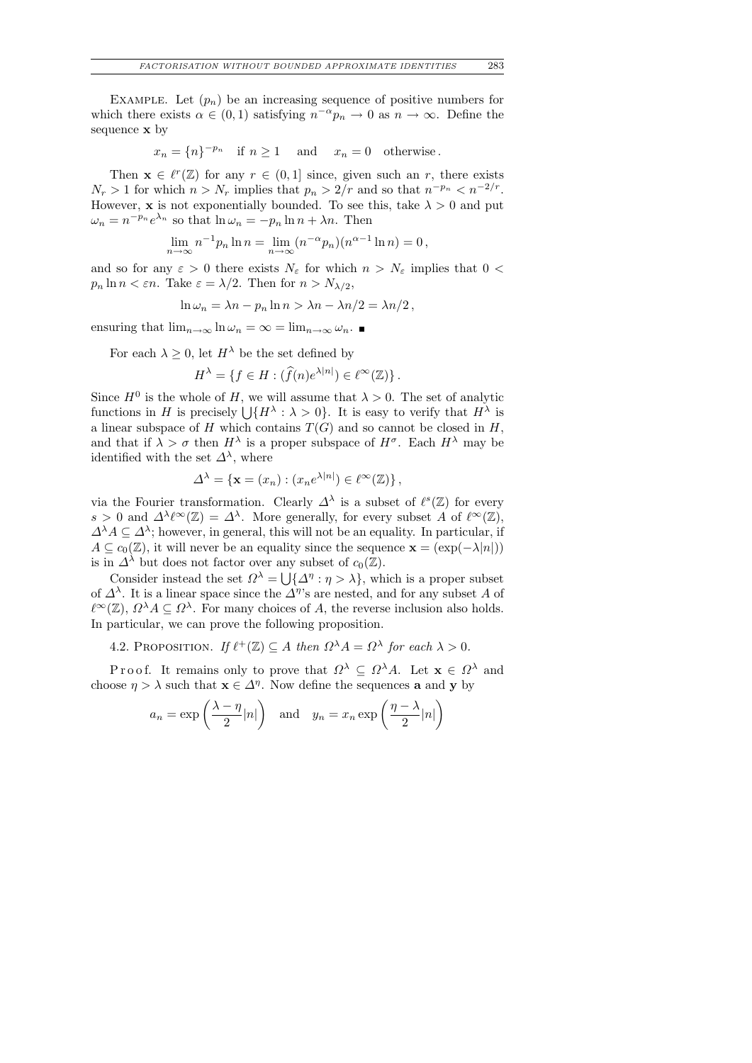EXAMPLE. Let $(p_n)$ be an increasing sequence of positive numbers for which there exists $\alpha \in (0,1)$ satisfying $n^{-\alpha} p_n \to 0$ as $n \to \infty$. Define the sequence $\mathbf{x}$ by

$$x_n = \{n\}^{-p_n} \quad \text{if } n \geq 1 \quad \text{and} \quad x_n = 0 \quad \text{otherwise}.$$

Then $\mathbf{x} \in \ell^r(\mathbb{Z})$ for any $r \in (0,1]$ since, given such an $r$, there exists $N_r > 1$ for which $n > N_r$ implies that $p_n > 2/r$ and so that $n^{-p_n} < n^{-2/r}$. However, $\mathbf{x}$ is not exponentially bounded. To see this, take $\lambda > 0$ and put $\omega_n = n^{-p_n} e^{\lambda_n}$ so that $\ln \omega_n = -p_n \ln n + \lambda n$. Then

$$\lim_{n\to\infty} n^{-1} p_n \ln n = \lim_{n\to\infty} (n^{-\alpha} p_n)(n^{\alpha-1} \ln n) = 0,$$

and so for any $\varepsilon > 0$ there exists $N_\varepsilon$ for which $n > N_\varepsilon$ implies that $0 < p_n \ln n < \varepsilon n$. Take $\varepsilon = \lambda/2$. Then for $n > N_{\lambda/2}$,

$$\ln \omega_n = \lambda n - p_n \ln n > \lambda n - \lambda n/2 = \lambda n/2,$$

ensuring that $\lim_{n\to\infty} \ln \omega_n = \infty = \lim_{n\to\infty} \omega_n$. ■

For each $\lambda \geq 0$, let $H^\lambda$ be the set defined by

$$H^\lambda = \{f \in H : (\widehat{f}(n) e^{\lambda|n|}) \in \ell^\infty(\mathbb{Z})\}.$$

Since $H^0$ is the whole of $H$, we will assume that $\lambda > 0$. The set of analytic functions in $H$ is precisely $\bigcup\{H^\lambda : \lambda > 0\}$. It is easy to verify that $H^\lambda$ is a linear subspace of $H$ which contains $T(G)$ and so cannot be closed in $H$, and that if $\lambda > \sigma$ then $H^\lambda$ is a proper subspace of $H^\sigma$. Each $H^\lambda$ may be identified with the set $\Delta^\lambda$, where

$$\Delta^\lambda = \{\mathbf{x} = (x_n) : (x_n e^{\lambda|n|}) \in \ell^\infty(\mathbb{Z})\},$$

via the Fourier transformation. Clearly $\Delta^\lambda$ is a subset of $\ell^s(\mathbb{Z})$ for every $s > 0$ and $\Delta^\lambda \ell^\infty(\mathbb{Z}) = \Delta^\lambda$. More generally, for every subset $A$ of $\ell^\infty(\mathbb{Z})$, $\Delta^\lambda A \subseteq \Delta^\lambda$; however, in general, this will not be an equality. In particular, if $A \subseteq c_0(\mathbb{Z})$, it will never be an equality since the sequence $\mathbf{x} = (\exp(-\lambda|n|))$ is in $\Delta^\lambda$ but does not factor over any subset of $c_0(\mathbb{Z})$.

Consider instead the set $\Omega^\lambda = \bigcup\{\Delta^\eta : \eta > \lambda\}$, which is a proper subset of $\Delta^\lambda$. It is a linear space since the $\Delta^\eta$'s are nested, and for any subset $A$ of $\ell^\infty(\mathbb{Z})$, $\Omega^\lambda A \subseteq \Omega^\lambda$. For many choices of $A$, the reverse inclusion also holds. In particular, we can prove the following proposition.

4.2. PROPOSITION. *If $\ell^+(\mathbb{Z}) \subseteq A$ then $\Omega^\lambda A = \Omega^\lambda$ for each $\lambda > 0$.*

*Proof.* It remains only to prove that $\Omega^\lambda \subseteq \Omega^\lambda A$. Let $\mathbf{x} \in \Omega^\lambda$ and choose $\eta > \lambda$ such that $\mathbf{x} \in \Delta^\eta$. Now define the sequences $\mathbf{a}$ and $\mathbf{y}$ by

$$a_n = \exp\left(\frac{\lambda - \eta}{2}|n|\right) \quad \text{and} \quad y_n = x_n \exp\left(\frac{\eta - \lambda}{2}|n|\right)$$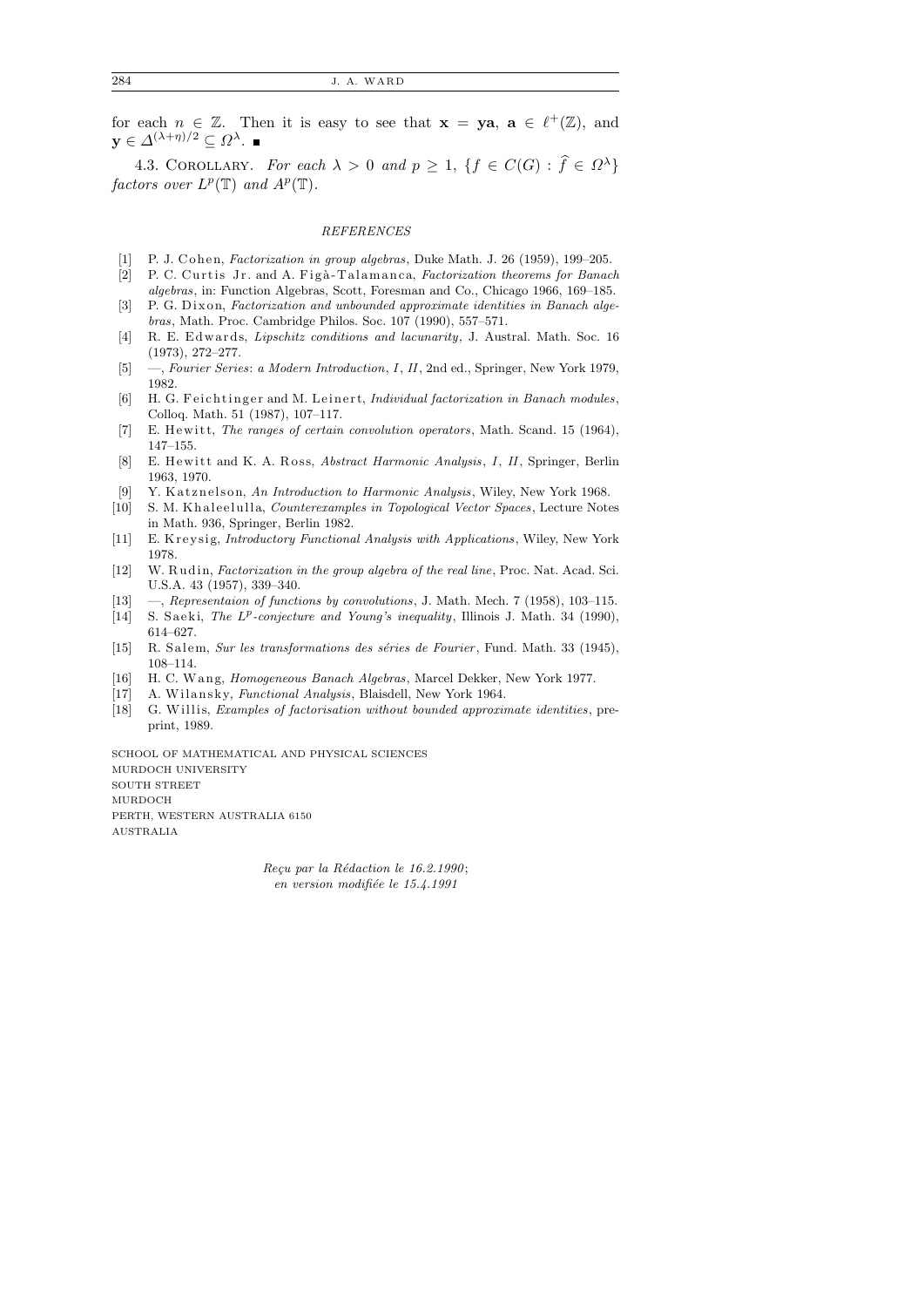for each $n \in \mathbb{Z}$. Then it is easy to see that $\mathbf{x} = \mathbf{ya}$, $\mathbf{a} \in \ell^+(\mathbb{Z})$, and $\mathbf{y} \in \Delta^{(\lambda+\eta)/2} \subseteq \Omega^\lambda$. ■

4.3. COROLLARY. *For each $\lambda > 0$ and $p \geq 1$, $\{f \in C(G) : \widehat{f} \in \Omega^\lambda\}$ factors over $L^p(\mathbb{T})$ and $A^p(\mathbb{T})$.*

### *REFERENCES*

[1] P. J. Cohen, *Factorization in group algebras*, Duke Math. J. 26 (1959), 199–205.

[2] P. C. Curtis Jr. and A. Figà-Talamanca, *Factorization theorems for Banach algebras*, in: Function Algebras, Scott, Foresman and Co., Chicago 1966, 169–185.

[3] P. G. Dixon, *Factorization and unbounded approximate identities in Banach algebras*, Math. Proc. Cambridge Philos. Soc. 107 (1990), 557–571.

[4] R. E. Edwards, *Lipschitz conditions and lacunarity*, J. Austral. Math. Soc. 16 (1973), 272–277.

[5] —, *Fourier Series: a Modern Introduction*, *I*, *II*, 2nd ed., Springer, New York 1979, 1982.

[6] H. G. Feichtinger and M. Leinert, *Individual factorization in Banach modules*, Colloq. Math. 51 (1987), 107–117.

[7] E. Hewitt, *The ranges of certain convolution operators*, Math. Scand. 15 (1964), 147–155.

[8] E. Hewitt and K. A. Ross, *Abstract Harmonic Analysis*, *I*, *II*, Springer, Berlin 1963, 1970.

[9] Y. Katznelson, *An Introduction to Harmonic Analysis*, Wiley, New York 1968.

[10] S. M. Khaleelulla, *Counterexamples in Topological Vector Spaces*, Lecture Notes in Math. 936, Springer, Berlin 1982.

[11] E. Kreysig, *Introductory Functional Analysis with Applications*, Wiley, New York 1978.

[12] W. Rudin, *Factorization in the group algebra of the real line*, Proc. Nat. Acad. Sci. U.S.A. 43 (1957), 339–340.

[13] —, *Representaion of functions by convolutions*, J. Math. Mech. 7 (1958), 103–115.

[14] S. Saeki, *The $L^p$-conjecture and Young's inequality*, Illinois J. Math. 34 (1990), 614–627.

[15] R. Salem, *Sur les transformations des séries de Fourier*, Fund. Math. 33 (1945), 108–114.

[16] H. C. Wang, *Homogeneous Banach Algebras*, Marcel Dekker, New York 1977.

[17] A. Wilansky, *Functional Analysis*, Blaisdell, New York 1964.

[18] G. Willis, *Examples of factorisation without bounded approximate identities*, preprint, 1989.

SCHOOL OF MATHEMATICAL AND PHYSICAL SCIENCES
MURDOCH UNIVERSITY
SOUTH STREET
MURDOCH
PERTH, WESTERN AUSTRALIA 6150
AUSTRALIA

*Reçu par la Rédaction le 16.2.1990;*
*en version modifiée le 15.4.1991*